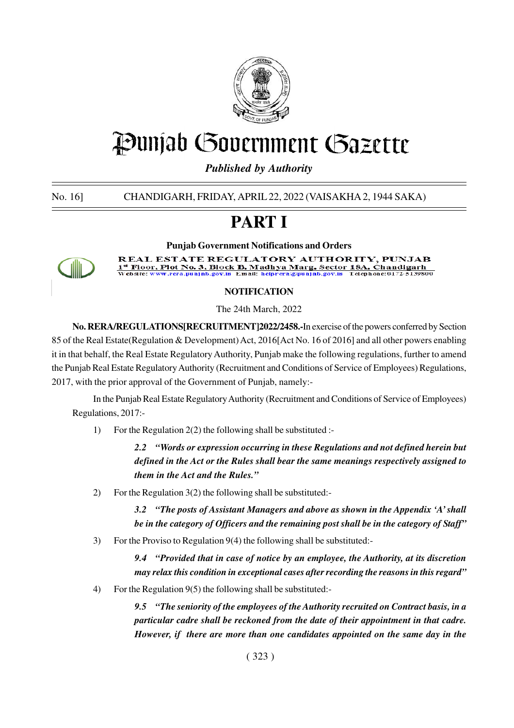# Punjab Government Gazette

*Published by Authority*

No. 16] CHANDIGARH, FRIDAY, APRIL 22, 2022 (VAISAKHA 2, 1944 SAKA)

# PART I

**Punjab Government Notifications and Orders**

REAL ESTATE REGULATORY AUTHORITY, PUNJAB
1st Floor, Plot No. 3, Block B, Madhya Marg, Sector 18A, Chandigarh
Website: www.rera.punjab.gov.in Email: helprera@punjab.gov.in Telephone:0172-5139800

**NOTIFICATION**

The 24th March, 2022

**No. RERA/REGULATIONS[RECRUITMENT]2022/2458.-**In exercise of the powers conferred by Section 85 of the Real Estate(Regulation & Development) Act, 2016[Act No. 16 of 2016] and all other powers enabling it in that behalf, the Real Estate Regulatory Authority, Punjab make the following regulations, further to amend the Punjab Real Estate Regulatory Authority (Recruitment and Conditions of Service of Employees) Regulations, 2017, with the prior approval of the Government of Punjab, namely:-

In the Punjab Real Estate Regulatory Authority (Recruitment and Conditions of Service of Employees) Regulations, 2017:-

1) For the Regulation 2(2) the following shall be substituted :-

   ***2.2 "Words or expression occurring in these Regulations and not defined herein but defined in the Act or the Rules shall bear the same meanings respectively assigned to them in the Act and the Rules."***

2) For the Regulation 3(2) the following shall be substituted:-

   ***3.2 "The posts of Assistant Managers and above as shown in the Appendix 'A' shall be in the category of Officers and the remaining post shall be in the category of Staff"***

3) For the Proviso to Regulation 9(4) the following shall be substituted:-

   ***9.4 "Provided that in case of notice by an employee, the Authority, at its discretion may relax this condition in exceptional cases after recording the reasons in this regard"***

4) For the Regulation 9(5) the following shall be substituted:-

   ***9.5 "The seniority of the employees of the Authority recruited on Contract basis, in a particular cadre shall be reckoned from the date of their appointment in that cadre. However, if there are more than one candidates appointed on the same day in the***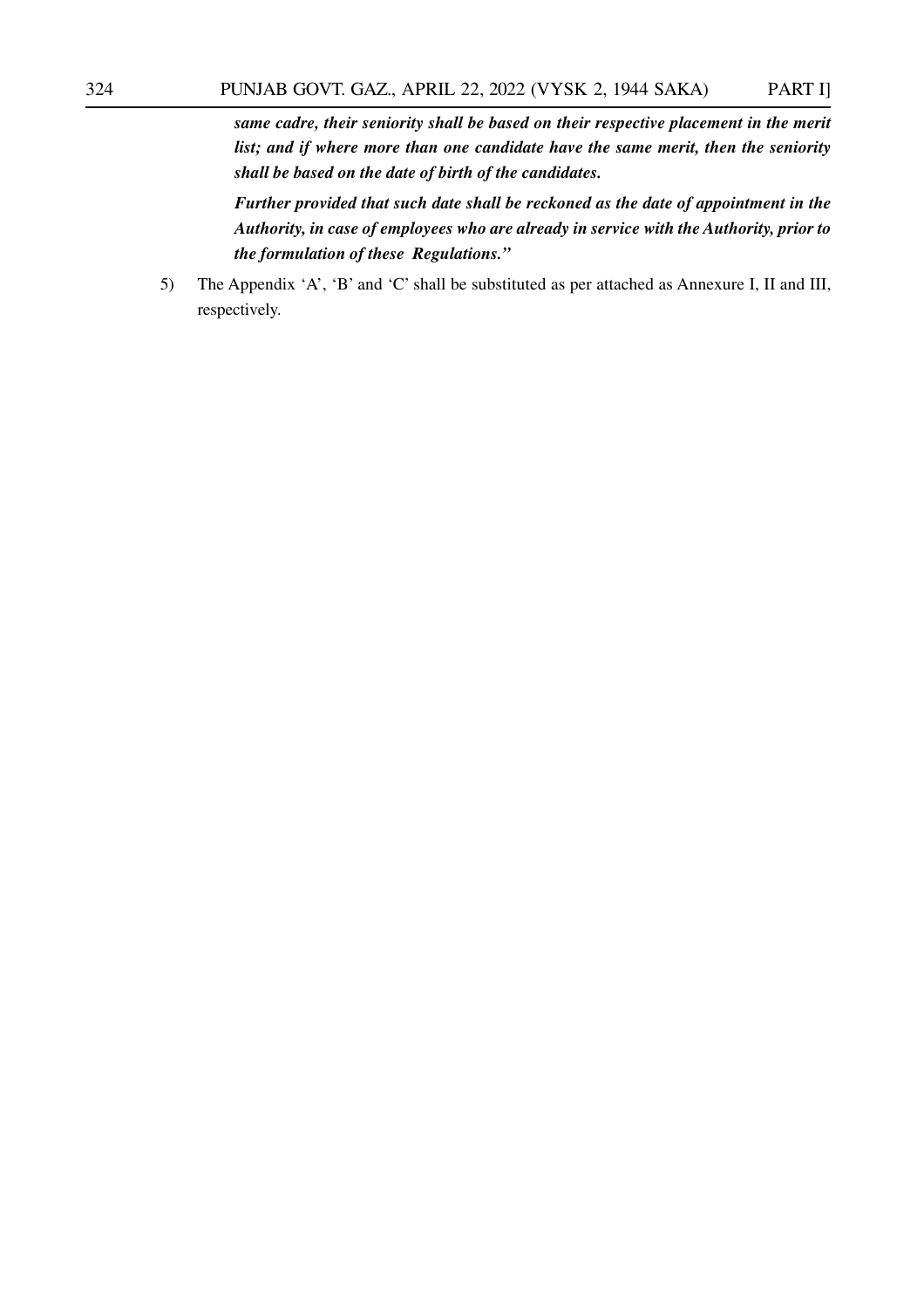***same cadre, their seniority shall be based on their respective placement in the merit list; and if where more than one candidate have the same merit, then the seniority shall be based on the date of birth of the candidates.***

***Further provided that such date shall be reckoned as the date of appointment in the Authority, in case of employees who are already in service with the Authority, prior to the formulation of these Regulations."***

5) The Appendix 'A', 'B' and 'C' shall be substituted as per attached as Annexure I, II and III, respectively.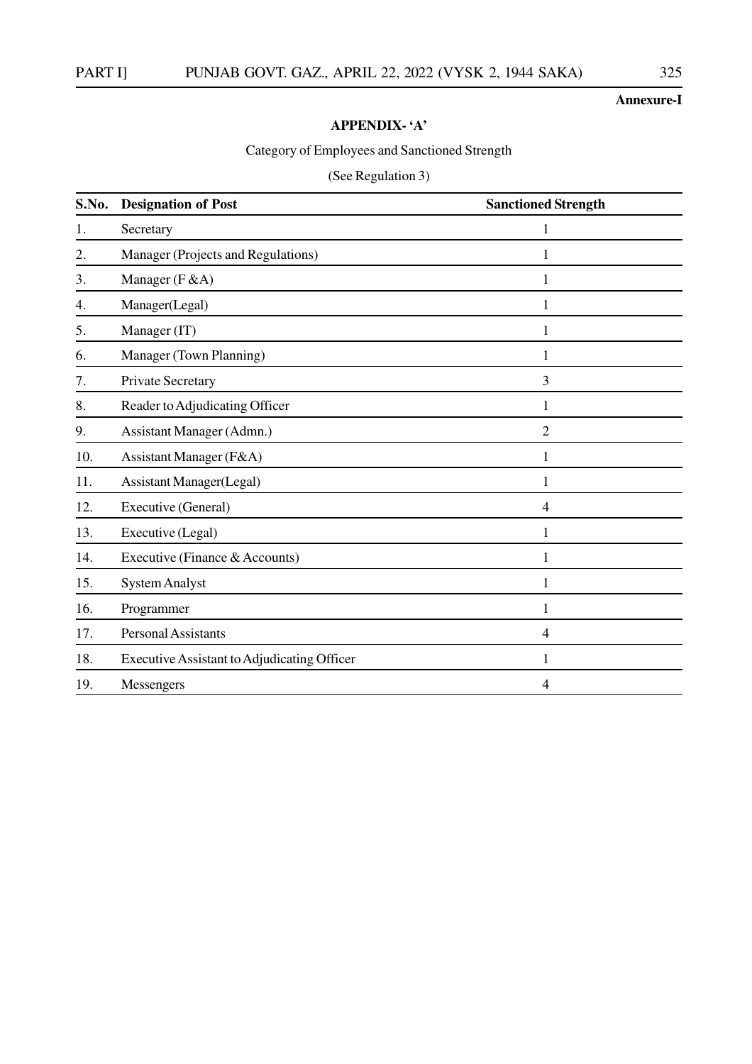**Annexure-I**

**APPENDIX- 'A'**

Category of Employees and Sanctioned Strength

(See Regulation 3)

| S.No. | Designation of Post | Sanctioned Strength |
|---|---|---|
| 1. | Secretary | 1 |
| 2. | Manager (Projects and Regulations) | 1 |
| 3. | Manager (F &A) | 1 |
| 4. | Manager(Legal) | 1 |
| 5. | Manager (IT) | 1 |
| 6. | Manager (Town Planning) | 1 |
| 7. | Private Secretary | 3 |
| 8. | Reader to Adjudicating Officer | 1 |
| 9. | Assistant Manager (Admn.) | 2 |
| 10. | Assistant Manager (F&A) | 1 |
| 11. | Assistant Manager(Legal) | 1 |
| 12. | Executive (General) | 4 |
| 13. | Executive (Legal) | 1 |
| 14. | Executive (Finance & Accounts) | 1 |
| 15. | System Analyst | 1 |
| 16. | Programmer | 1 |
| 17. | Personal Assistants | 4 |
| 18. | Executive Assistant to Adjudicating Officer | 1 |
| 19. | Messengers | 4 |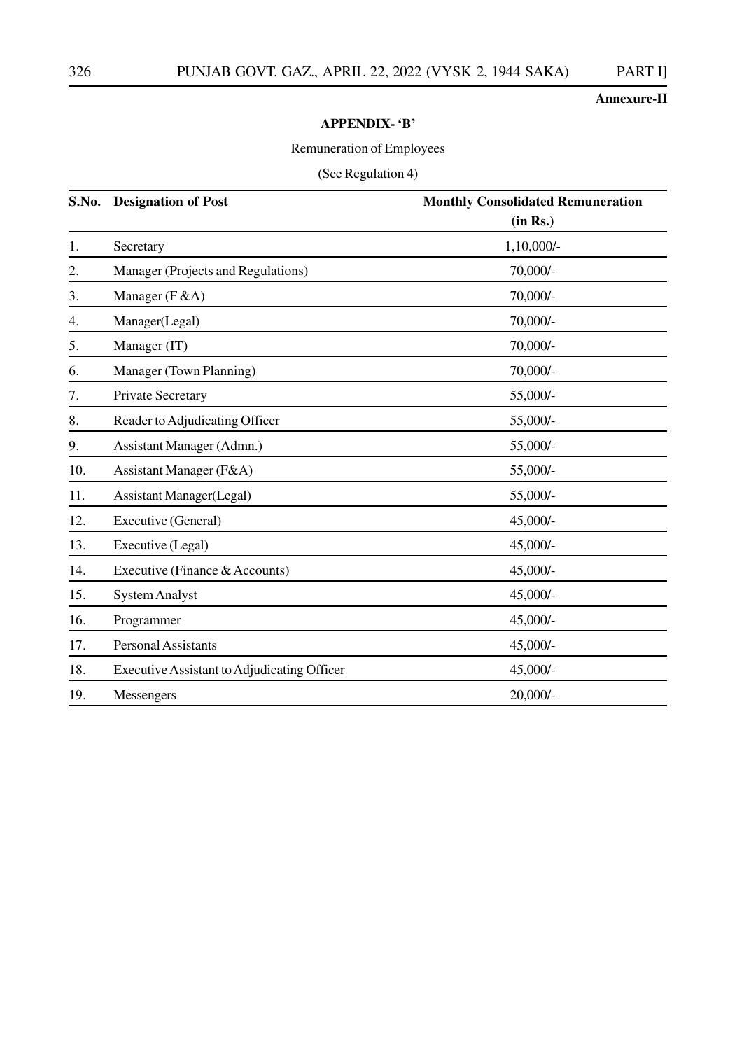**Annexure-II**

**APPENDIX- 'B'**

Remuneration of Employees

(See Regulation 4)

| S.No. | Designation of Post | Monthly Consolidated Remuneration (in Rs.) |
|---|---|---|
| 1. | Secretary | 1,10,000/- |
| 2. | Manager (Projects and Regulations) | 70,000/- |
| 3. | Manager (F &A) | 70,000/- |
| 4. | Manager(Legal) | 70,000/- |
| 5. | Manager (IT) | 70,000/- |
| 6. | Manager (Town Planning) | 70,000/- |
| 7. | Private Secretary | 55,000/- |
| 8. | Reader to Adjudicating Officer | 55,000/- |
| 9. | Assistant Manager (Admn.) | 55,000/- |
| 10. | Assistant Manager (F&A) | 55,000/- |
| 11. | Assistant Manager(Legal) | 55,000/- |
| 12. | Executive (General) | 45,000/- |
| 13. | Executive (Legal) | 45,000/- |
| 14. | Executive (Finance & Accounts) | 45,000/- |
| 15. | System Analyst | 45,000/- |
| 16. | Programmer | 45,000/- |
| 17. | Personal Assistants | 45,000/- |
| 18. | Executive Assistant to Adjudicating Officer | 45,000/- |
| 19. | Messengers | 20,000/- |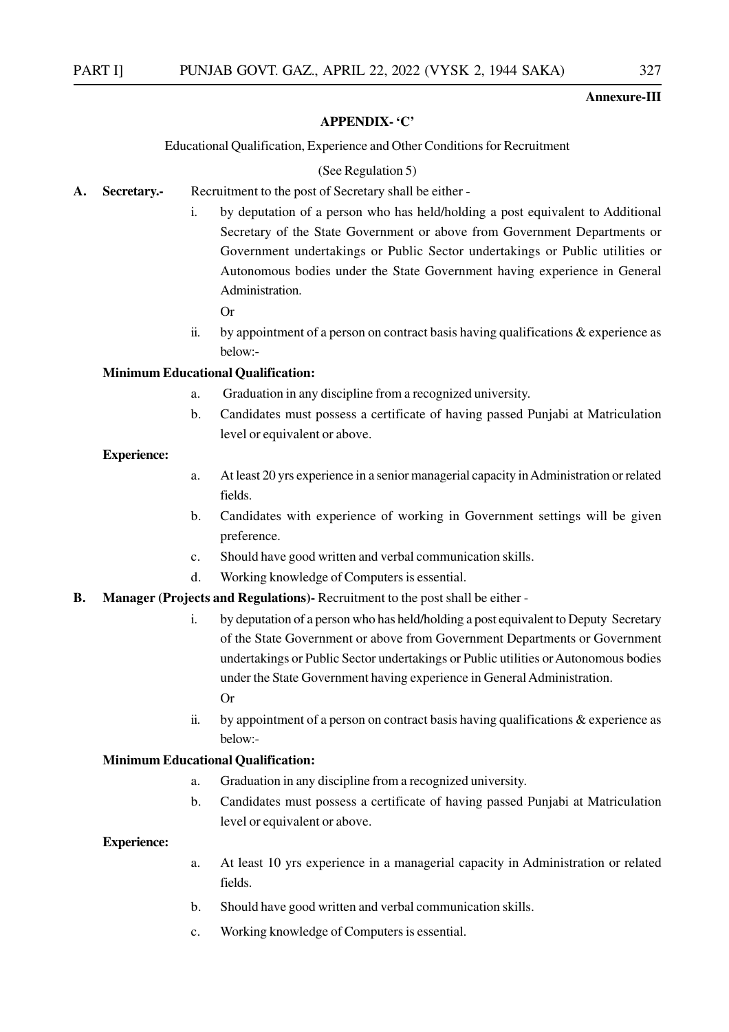**Annexure-III**

## APPENDIX- 'C'

Educational Qualification, Experience and Other Conditions for Recruitment

(See Regulation 5)

**A. Secretary.-** Recruitment to the post of Secretary shall be either -

i. by deputation of a person who has held/holding a post equivalent to Additional Secretary of the State Government or above from Government Departments or Government undertakings or Public Sector undertakings or Public utilities or Autonomous bodies under the State Government having experience in General Administration.

Or

ii. by appointment of a person on contract basis having qualifications & experience as below:-

**Minimum Educational Qualification:**

a. Graduation in any discipline from a recognized university.

b. Candidates must possess a certificate of having passed Punjabi at Matriculation level or equivalent or above.

**Experience:**

a. At least 20 yrs experience in a senior managerial capacity in Administration or related fields.

b. Candidates with experience of working in Government settings will be given preference.

c. Should have good written and verbal communication skills.

d. Working knowledge of Computers is essential.

**B. Manager (Projects and Regulations)-** Recruitment to the post shall be either -

i. by deputation of a person who has held/holding a post equivalent to Deputy Secretary of the State Government or above from Government Departments or Government undertakings or Public Sector undertakings or Public utilities or Autonomous bodies under the State Government having experience in General Administration.

Or

ii. by appointment of a person on contract basis having qualifications & experience as below:-

**Minimum Educational Qualification:**

a. Graduation in any discipline from a recognized university.

b. Candidates must possess a certificate of having passed Punjabi at Matriculation level or equivalent or above.

**Experience:**

a. At least 10 yrs experience in a managerial capacity in Administration or related fields.

b. Should have good written and verbal communication skills.

c. Working knowledge of Computers is essential.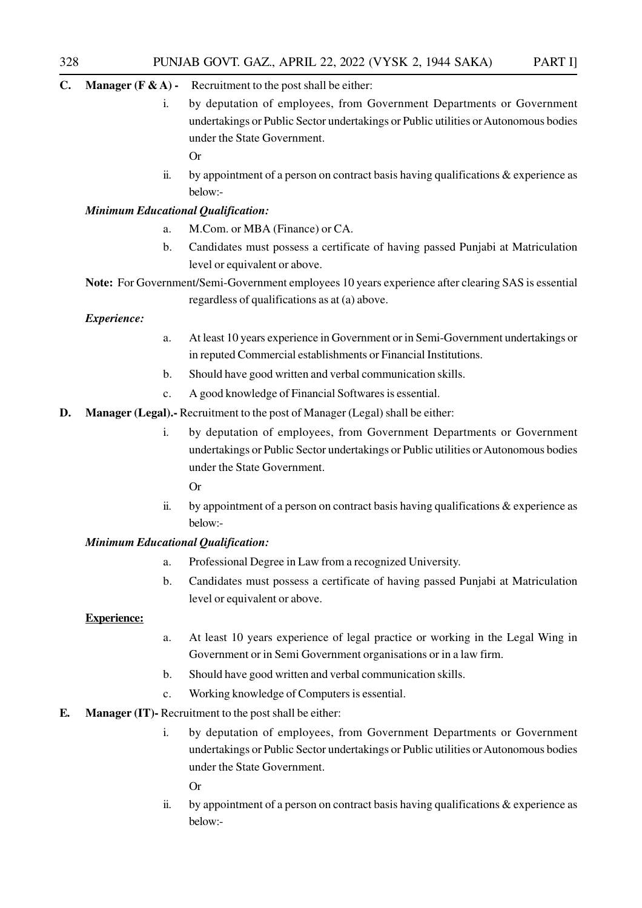**C. Manager (F & A) -** Recruitment to the post shall be either:

i. by deputation of employees, from Government Departments or Government undertakings or Public Sector undertakings or Public utilities or Autonomous bodies under the State Government.

Or

ii. by appointment of a person on contract basis having qualifications & experience as below:-

***Minimum Educational Qualification:***

a. M.Com. or MBA (Finance) or CA.

b. Candidates must possess a certificate of having passed Punjabi at Matriculation level or equivalent or above.

**Note:** For Government/Semi-Government employees 10 years experience after clearing SAS is essential regardless of qualifications as at (a) above.

***Experience:***

a. At least 10 years experience in Government or in Semi-Government undertakings or in reputed Commercial establishments or Financial Institutions.

b. Should have good written and verbal communication skills.

c. A good knowledge of Financial Softwares is essential.

**D. Manager (Legal).-** Recruitment to the post of Manager (Legal) shall be either:

i. by deputation of employees, from Government Departments or Government undertakings or Public Sector undertakings or Public utilities or Autonomous bodies under the State Government.

Or

ii. by appointment of a person on contract basis having qualifications & experience as below:-

***Minimum Educational Qualification:***

a. Professional Degree in Law from a recognized University.

b. Candidates must possess a certificate of having passed Punjabi at Matriculation level or equivalent or above.

**<u>Experience:</u>**

a. At least 10 years experience of legal practice or working in the Legal Wing in Government or in Semi Government organisations or in a law firm.

b. Should have good written and verbal communication skills.

c. Working knowledge of Computers is essential.

**E. Manager (IT)-** Recruitment to the post shall be either:

i. by deputation of employees, from Government Departments or Government undertakings or Public Sector undertakings or Public utilities or Autonomous bodies under the State Government.

Or

ii. by appointment of a person on contract basis having qualifications & experience as below:-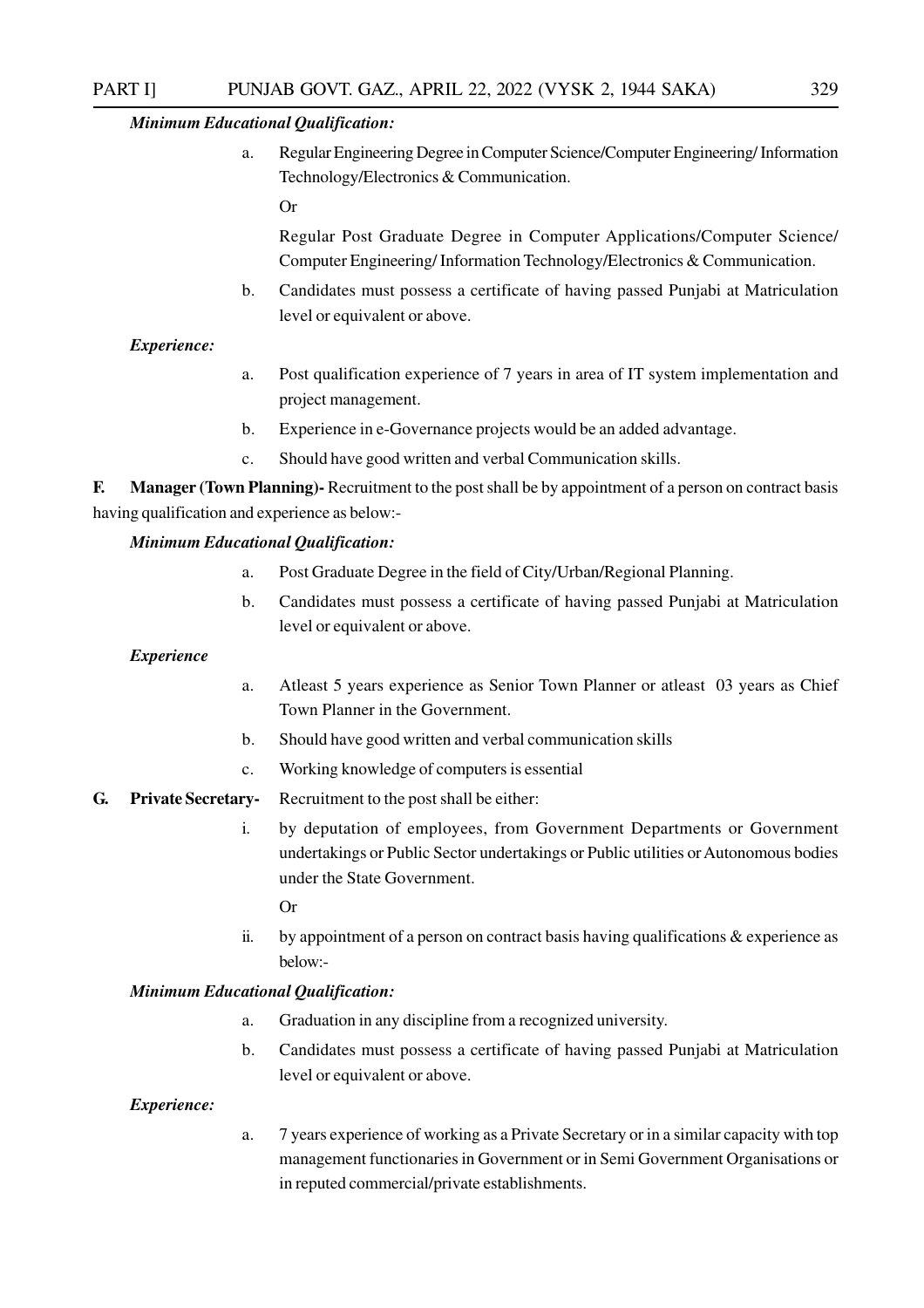***Minimum Educational Qualification:***

a. Regular Engineering Degree in Computer Science/Computer Engineering/ Information Technology/Electronics & Communication.

Or

Regular Post Graduate Degree in Computer Applications/Computer Science/ Computer Engineering/ Information Technology/Electronics & Communication.

b. Candidates must possess a certificate of having passed Punjabi at Matriculation level or equivalent or above.

***Experience:***

a. Post qualification experience of 7 years in area of IT system implementation and project management.

b. Experience in e-Governance projects would be an added advantage.

c. Should have good written and verbal Communication skills.

**F. Manager (Town Planning)-** Recruitment to the post shall be by appointment of a person on contract basis having qualification and experience as below:-

***Minimum Educational Qualification:***

a. Post Graduate Degree in the field of City/Urban/Regional Planning.

b. Candidates must possess a certificate of having passed Punjabi at Matriculation level or equivalent or above.

***Experience***

a. Atleast 5 years experience as Senior Town Planner or atleast 03 years as Chief Town Planner in the Government.

b. Should have good written and verbal communication skills

c. Working knowledge of computers is essential

**G. Private Secretary-** Recruitment to the post shall be either:

i. by deputation of employees, from Government Departments or Government undertakings or Public Sector undertakings or Public utilities or Autonomous bodies under the State Government.

Or

ii. by appointment of a person on contract basis having qualifications & experience as below:-

***Minimum Educational Qualification:***

a. Graduation in any discipline from a recognized university.

b. Candidates must possess a certificate of having passed Punjabi at Matriculation level or equivalent or above.

***Experience:***

a. 7 years experience of working as a Private Secretary or in a similar capacity with top management functionaries in Government or in Semi Government Organisations or in reputed commercial/private establishments.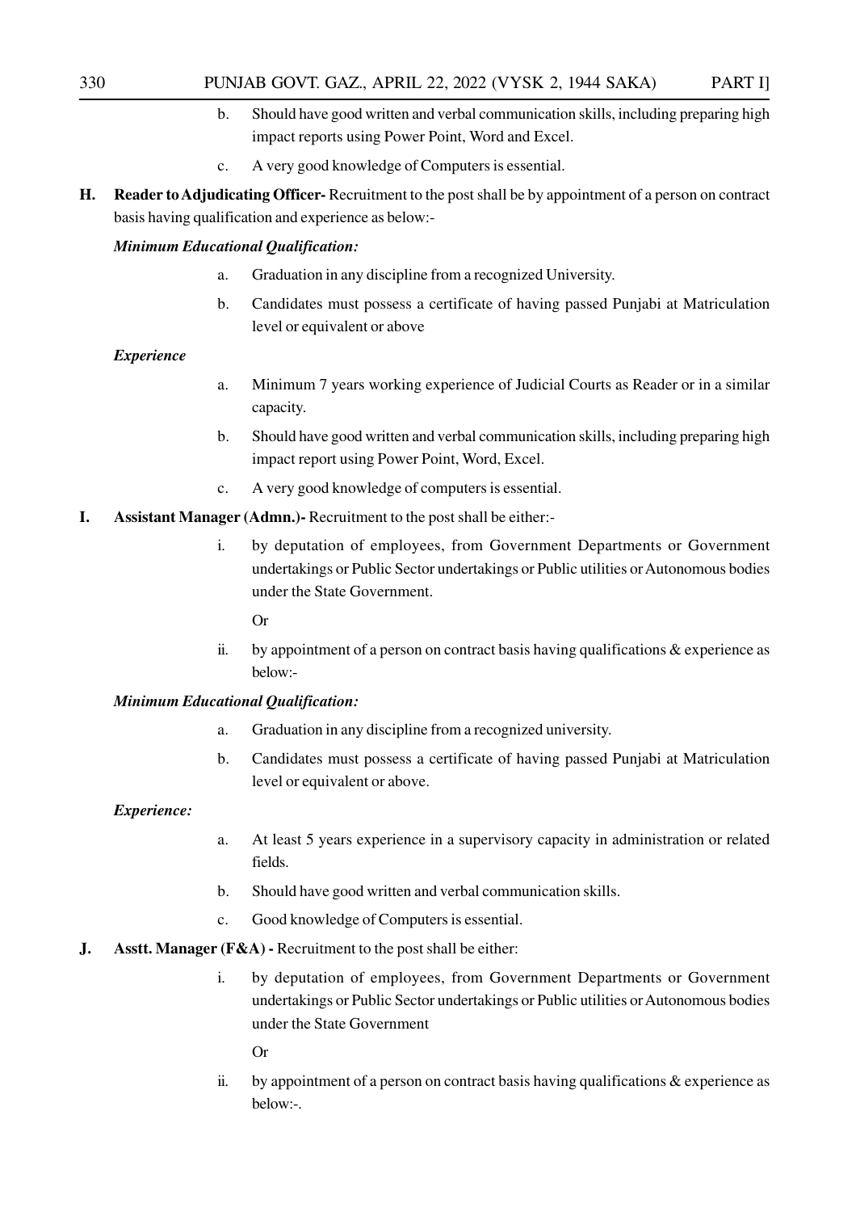b. Should have good written and verbal communication skills, including preparing high impact reports using Power Point, Word and Excel.

c. A very good knowledge of Computers is essential.

**H. Reader to Adjudicating Officer-** Recruitment to the post shall be by appointment of a person on contract basis having qualification and experience as below:-

***Minimum Educational Qualification:***

a. Graduation in any discipline from a recognized University.

b. Candidates must possess a certificate of having passed Punjabi at Matriculation level or equivalent or above

***Experience***

a. Minimum 7 years working experience of Judicial Courts as Reader or in a similar capacity.

b. Should have good written and verbal communication skills, including preparing high impact report using Power Point, Word, Excel.

c. A very good knowledge of computers is essential.

**I. Assistant Manager (Admn.)-** Recruitment to the post shall be either:-

i. by deputation of employees, from Government Departments or Government undertakings or Public Sector undertakings or Public utilities or Autonomous bodies under the State Government.

Or

ii. by appointment of a person on contract basis having qualifications & experience as below:-

***Minimum Educational Qualification:***

a. Graduation in any discipline from a recognized university.

b. Candidates must possess a certificate of having passed Punjabi at Matriculation level or equivalent or above.

***Experience:***

a. At least 5 years experience in a supervisory capacity in administration or related fields.

b. Should have good written and verbal communication skills.

c. Good knowledge of Computers is essential.

**J. Asstt. Manager (F&A) -** Recruitment to the post shall be either:

i. by deputation of employees, from Government Departments or Government undertakings or Public Sector undertakings or Public utilities or Autonomous bodies under the State Government

Or

ii. by appointment of a person on contract basis having qualifications & experience as below:-.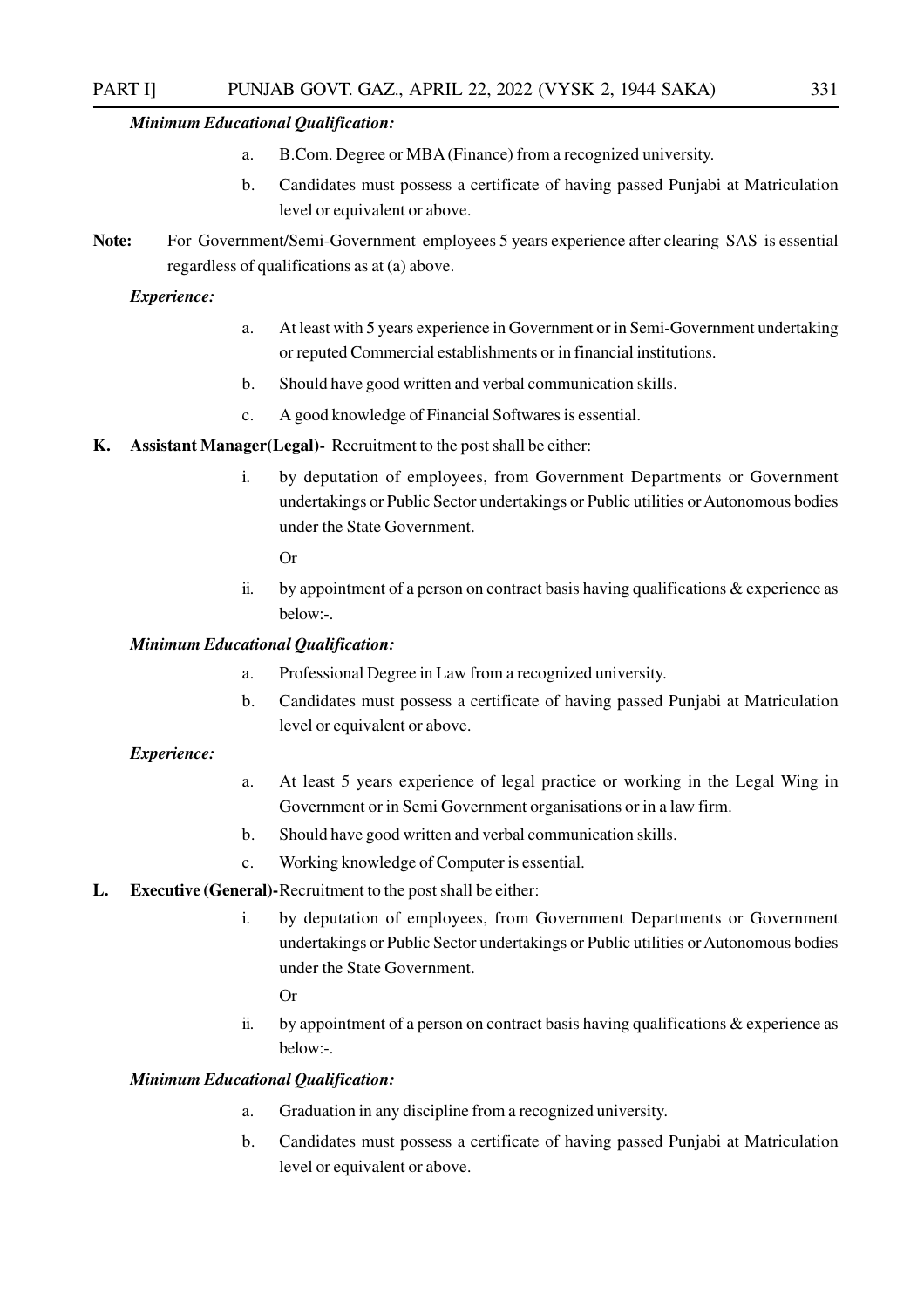***Minimum Educational Qualification:***

a. B.Com. Degree or MBA (Finance) from a recognized university.

b. Candidates must possess a certificate of having passed Punjabi at Matriculation level or equivalent or above.

**Note:** For Government/Semi-Government employees 5 years experience after clearing SAS is essential regardless of qualifications as at (a) above.

***Experience:***

a. At least with 5 years experience in Government or in Semi-Government undertaking or reputed Commercial establishments or in financial institutions.

b. Should have good written and verbal communication skills.

c. A good knowledge of Financial Softwares is essential.

**K. Assistant Manager(Legal)-** Recruitment to the post shall be either:

i. by deputation of employees, from Government Departments or Government undertakings or Public Sector undertakings or Public utilities or Autonomous bodies under the State Government.

Or

ii. by appointment of a person on contract basis having qualifications & experience as below:-.

***Minimum Educational Qualification:***

a. Professional Degree in Law from a recognized university.

b. Candidates must possess a certificate of having passed Punjabi at Matriculation level or equivalent or above.

***Experience:***

a. At least 5 years experience of legal practice or working in the Legal Wing in Government or in Semi Government organisations or in a law firm.

b. Should have good written and verbal communication skills.

c. Working knowledge of Computer is essential.

**L. Executive (General)-**Recruitment to the post shall be either:

i. by deputation of employees, from Government Departments or Government undertakings or Public Sector undertakings or Public utilities or Autonomous bodies under the State Government.

Or

ii. by appointment of a person on contract basis having qualifications & experience as below:-.

***Minimum Educational Qualification:***

a. Graduation in any discipline from a recognized university.

b. Candidates must possess a certificate of having passed Punjabi at Matriculation level or equivalent or above.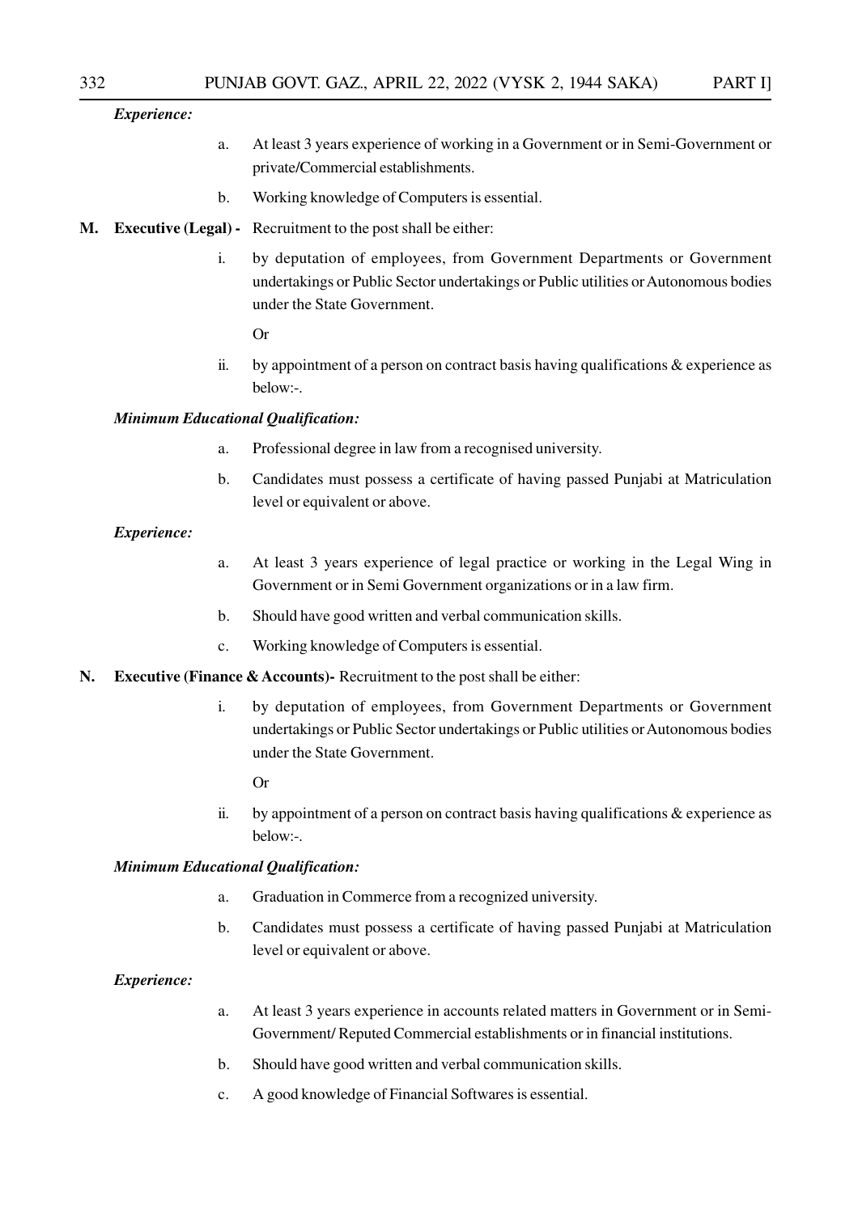***Experience:***

a. At least 3 years experience of working in a Government or in Semi-Government or private/Commercial establishments.

b. Working knowledge of Computers is essential.

**M. Executive (Legal) -** Recruitment to the post shall be either:

i. by deputation of employees, from Government Departments or Government undertakings or Public Sector undertakings or Public utilities or Autonomous bodies under the State Government.

Or

ii. by appointment of a person on contract basis having qualifications & experience as below:-.

***Minimum Educational Qualification:***

a. Professional degree in law from a recognised university.

b. Candidates must possess a certificate of having passed Punjabi at Matriculation level or equivalent or above.

***Experience:***

a. At least 3 years experience of legal practice or working in the Legal Wing in Government or in Semi Government organizations or in a law firm.

b. Should have good written and verbal communication skills.

c. Working knowledge of Computers is essential.

**N. Executive (Finance & Accounts)-** Recruitment to the post shall be either:

i. by deputation of employees, from Government Departments or Government undertakings or Public Sector undertakings or Public utilities or Autonomous bodies under the State Government.

Or

ii. by appointment of a person on contract basis having qualifications & experience as below:-.

***Minimum Educational Qualification:***

a. Graduation in Commerce from a recognized university.

b. Candidates must possess a certificate of having passed Punjabi at Matriculation level or equivalent or above.

***Experience:***

a. At least 3 years experience in accounts related matters in Government or in Semi-Government/ Reputed Commercial establishments or in financial institutions.

b. Should have good written and verbal communication skills.

c. A good knowledge of Financial Softwares is essential.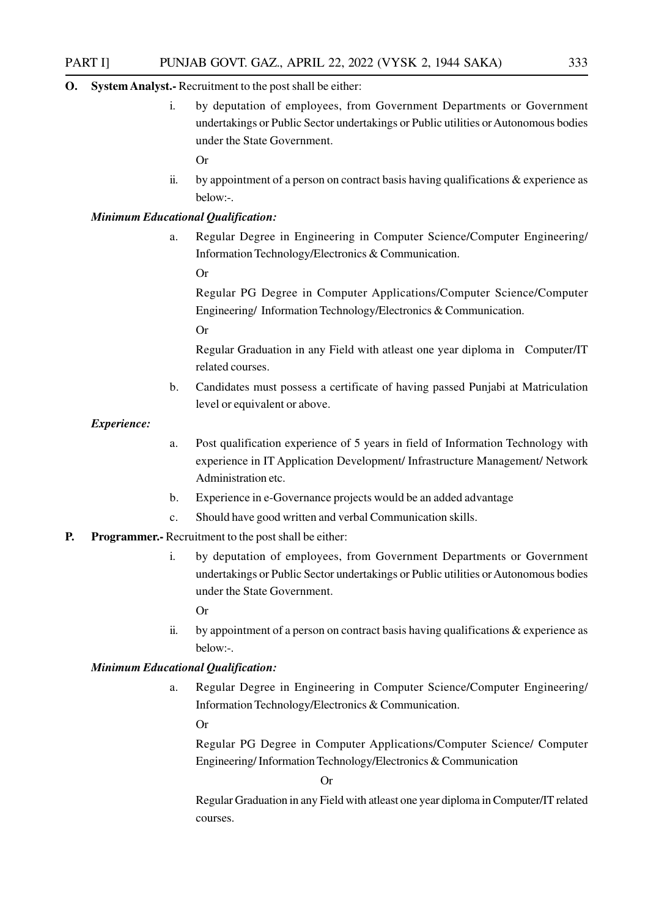**O. System Analyst.-** Recruitment to the post shall be either:

i. by deputation of employees, from Government Departments or Government undertakings or Public Sector undertakings or Public utilities or Autonomous bodies under the State Government.

Or

ii. by appointment of a person on contract basis having qualifications & experience as below:-.

***Minimum Educational Qualification:***

a. Regular Degree in Engineering in Computer Science/Computer Engineering/ Information Technology/Electronics & Communication.

Or

Regular PG Degree in Computer Applications/Computer Science/Computer Engineering/ Information Technology/Electronics & Communication.

Or

Regular Graduation in any Field with atleast one year diploma in Computer/IT related courses.

b. Candidates must possess a certificate of having passed Punjabi at Matriculation level or equivalent or above.

***Experience:***

a. Post qualification experience of 5 years in field of Information Technology with experience in IT Application Development/ Infrastructure Management/ Network Administration etc.

b. Experience in e-Governance projects would be an added advantage

c. Should have good written and verbal Communication skills.

**P. Programmer.-** Recruitment to the post shall be either:

i. by deputation of employees, from Government Departments or Government undertakings or Public Sector undertakings or Public utilities or Autonomous bodies under the State Government.

Or

ii. by appointment of a person on contract basis having qualifications & experience as below:-.

***Minimum Educational Qualification:***

a. Regular Degree in Engineering in Computer Science/Computer Engineering/ Information Technology/Electronics & Communication.

Or

Regular PG Degree in Computer Applications/Computer Science/ Computer Engineering/ Information Technology/Electronics & Communication

Or

Regular Graduation in any Field with atleast one year diploma in Computer/IT related courses.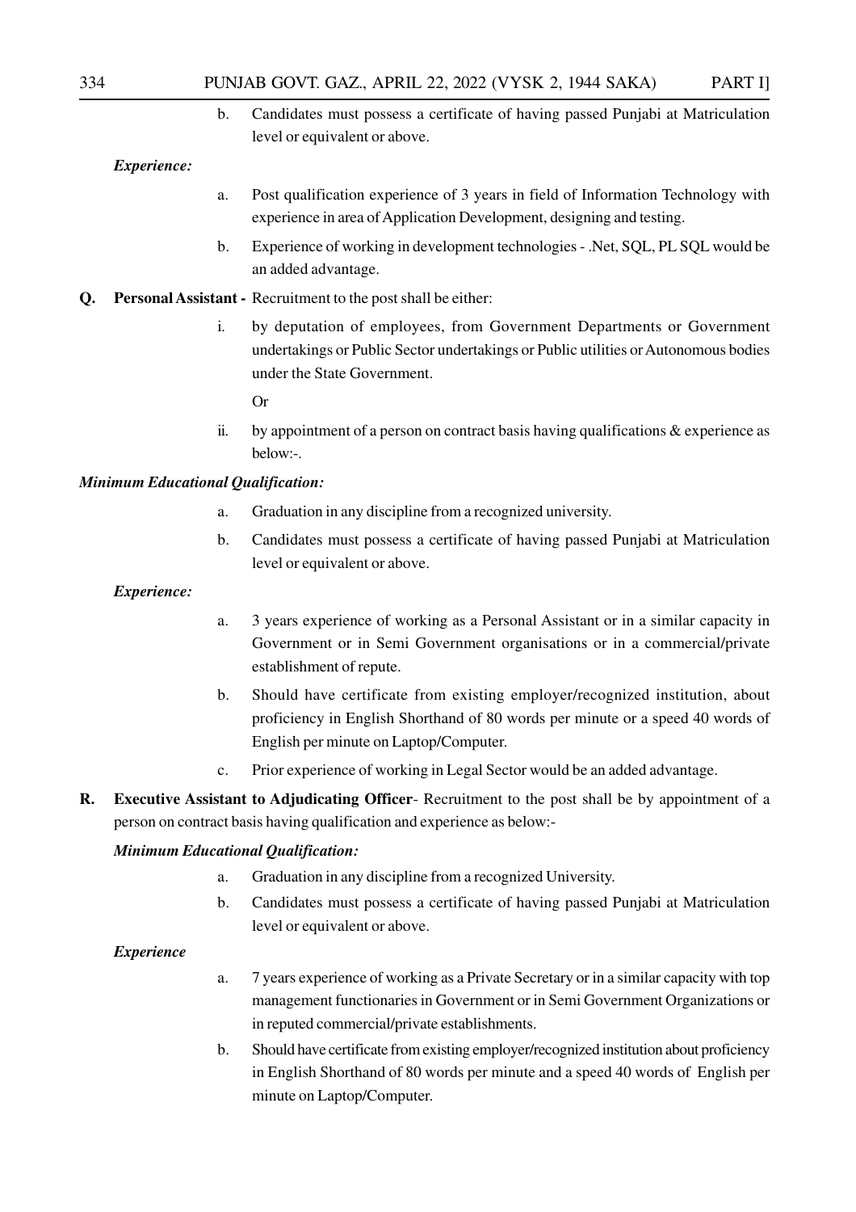b. Candidates must possess a certificate of having passed Punjabi at Matriculation level or equivalent or above.

***Experience:***

a. Post qualification experience of 3 years in field of Information Technology with experience in area of Application Development, designing and testing.

b. Experience of working in development technologies - .Net, SQL, PL SQL would be an added advantage.

**Q. Personal Assistant -** Recruitment to the post shall be either:

i. by deputation of employees, from Government Departments or Government undertakings or Public Sector undertakings or Public utilities or Autonomous bodies under the State Government.

Or

ii. by appointment of a person on contract basis having qualifications & experience as below:-.

***Minimum Educational Qualification:***

a. Graduation in any discipline from a recognized university.

b. Candidates must possess a certificate of having passed Punjabi at Matriculation level or equivalent or above.

***Experience:***

a. 3 years experience of working as a Personal Assistant or in a similar capacity in Government or in Semi Government organisations or in a commercial/private establishment of repute.

b. Should have certificate from existing employer/recognized institution, about proficiency in English Shorthand of 80 words per minute or a speed 40 words of English per minute on Laptop/Computer.

c. Prior experience of working in Legal Sector would be an added advantage.

**R. Executive Assistant to Adjudicating Officer**- Recruitment to the post shall be by appointment of a person on contract basis having qualification and experience as below:-

***Minimum Educational Qualification:***

a. Graduation in any discipline from a recognized University.

b. Candidates must possess a certificate of having passed Punjabi at Matriculation level or equivalent or above.

***Experience***

a. 7 years experience of working as a Private Secretary or in a similar capacity with top management functionaries in Government or in Semi Government Organizations or in reputed commercial/private establishments.

b. Should have certificate from existing employer/recognized institution about proficiency in English Shorthand of 80 words per minute and a speed 40 words of English per minute on Laptop/Computer.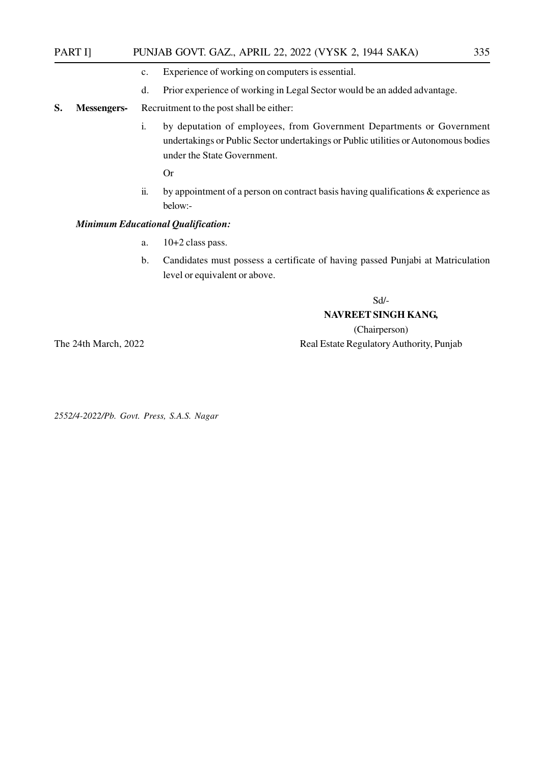c. Experience of working on computers is essential.

d. Prior experience of working in Legal Sector would be an added advantage.

**S. Messengers-** Recruitment to the post shall be either:

i. by deputation of employees, from Government Departments or Government undertakings or Public Sector undertakings or Public utilities or Autonomous bodies under the State Government.

Or

ii. by appointment of a person on contract basis having qualifications & experience as below:-

***Minimum Educational Qualification:***

a. 10+2 class pass.

b. Candidates must possess a certificate of having passed Punjabi at Matriculation level or equivalent or above.

Sd/-

**NAVREET SINGH KANG,**

(Chairperson)

Real Estate Regulatory Authority, Punjab

The 24th March, 2022

*2552/4-2022/Pb. Govt. Press, S.A.S. Nagar*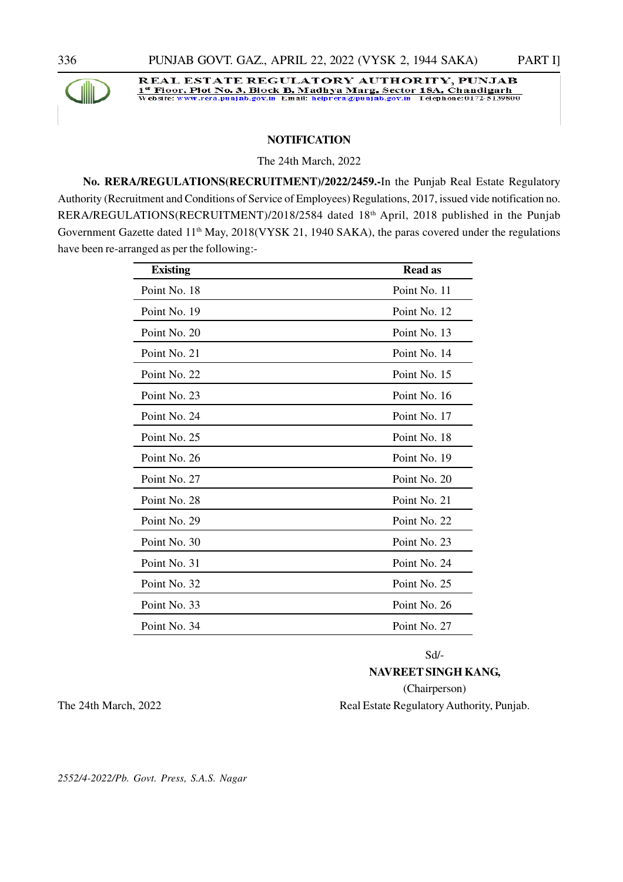**REAL ESTATE REGULATORY AUTHORITY, PUNJAB**
1st Floor, Plot No. 3, Block B, Madhya Marg, Sector 18A, Chandigarh
Website: www.rera.punjab.gov.in Email: helprera@punjab.gov.in Telephone:0172-5139800

## NOTIFICATION

The 24th March, 2022

**No. RERA/REGULATIONS(RECRUITMENT)/2022/2459.-**In the Punjab Real Estate Regulatory Authority (Recruitment and Conditions of Service of Employees) Regulations, 2017, issued vide notification no. RERA/REGULATIONS(RECRUITMENT)/2018/2584 dated 18th April, 2018 published in the Punjab Government Gazette dated 11th May, 2018(VYSK 21, 1940 SAKA), the paras covered under the regulations have been re-arranged as per the following:-

| Existing | Read as |
|---|---|
| Point No. 18 | Point No. 11 |
| Point No. 19 | Point No. 12 |
| Point No. 20 | Point No. 13 |
| Point No. 21 | Point No. 14 |
| Point No. 22 | Point No. 15 |
| Point No. 23 | Point No. 16 |
| Point No. 24 | Point No. 17 |
| Point No. 25 | Point No. 18 |
| Point No. 26 | Point No. 19 |
| Point No. 27 | Point No. 20 |
| Point No. 28 | Point No. 21 |
| Point No. 29 | Point No. 22 |
| Point No. 30 | Point No. 23 |
| Point No. 31 | Point No. 24 |
| Point No. 32 | Point No. 25 |
| Point No. 33 | Point No. 26 |
| Point No. 34 | Point No. 27 |

Sd/-

**NAVREET SINGH KANG,**

(Chairperson)

The 24th March, 2022 Real Estate Regulatory Authority, Punjab.

*2552/4-2022/Pb. Govt. Press, S.A.S. Nagar*